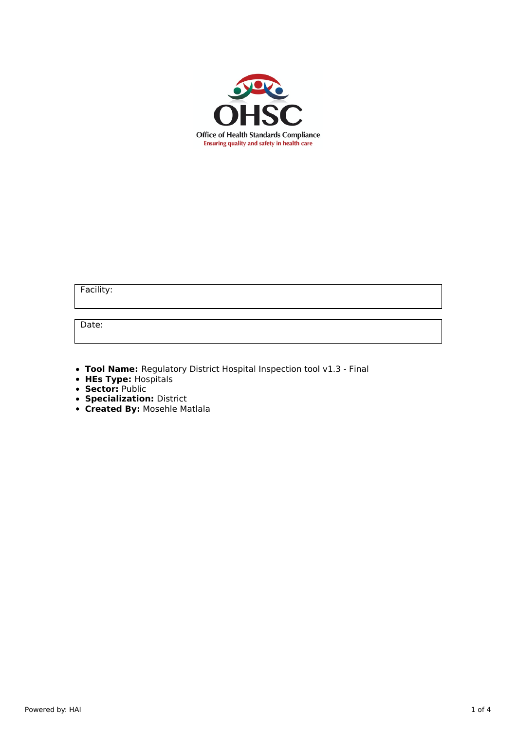OHSC

Office of Health Standards Compliance

Ensuring quality and safety in health care

| Facility: |
| --- |

| Date: |
| --- |

- **Tool Name:** Regulatory District Hospital Inspection tool v1.3 - Final
- **HEs Type:** Hospitals
- **Sector:** Public
- **Specialization:** District
- **Created By:** Mosehle Matlala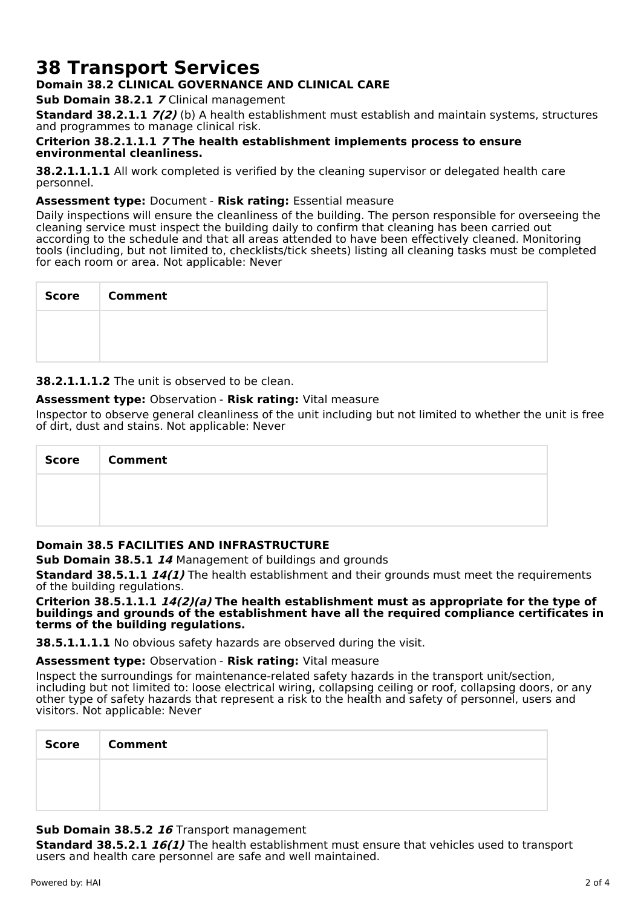# 38 Transport Services

**Domain 38.2 CLINICAL GOVERNANCE AND CLINICAL CARE**

**Sub Domain 38.2.1** ***7*** Clinical management

**Standard 38.2.1.1** ***7(2)*** (b) A health establishment must establish and maintain systems, structures and programmes to manage clinical risk.

**Criterion 38.2.1.1.1** ***7*** **The health establishment implements process to ensure environmental cleanliness.**

**38.2.1.1.1.1** All work completed is verified by the cleaning supervisor or delegated health care personnel.

**Assessment type:** Document - **Risk rating:** Essential measure

Daily inspections will ensure the cleanliness of the building. The person responsible for overseeing the cleaning service must inspect the building daily to confirm that cleaning has been carried out according to the schedule and that all areas attended to have been effectively cleaned. Monitoring tools (including, but not limited to, checklists/tick sheets) listing all cleaning tasks must be completed for each room or area. Not applicable: Never

| Score | Comment |
| --- | --- |
| | |

**38.2.1.1.1.2** The unit is observed to be clean.

**Assessment type:** Observation - **Risk rating:** Vital measure

Inspector to observe general cleanliness of the unit including but not limited to whether the unit is free of dirt, dust and stains. Not applicable: Never

| Score | Comment |
| --- | --- |
| | |

**Domain 38.5 FACILITIES AND INFRASTRUCTURE**

**Sub Domain 38.5.1** ***14*** Management of buildings and grounds

**Standard 38.5.1.1** ***14(1)*** The health establishment and their grounds must meet the requirements of the building regulations.

**Criterion 38.5.1.1.1** ***14(2)(a)*** **The health establishment must as appropriate for the type of buildings and grounds of the establishment have all the required compliance certificates in terms of the building regulations.**

**38.5.1.1.1.1** No obvious safety hazards are observed during the visit.

**Assessment type:** Observation - **Risk rating:** Vital measure

Inspect the surroundings for maintenance-related safety hazards in the transport unit/section, including but not limited to: loose electrical wiring, collapsing ceiling or roof, collapsing doors, or any other type of safety hazards that represent a risk to the health and safety of personnel, users and visitors. Not applicable: Never

| Score | Comment |
| --- | --- |
| | |

**Sub Domain 38.5.2** ***16*** Transport management

**Standard 38.5.2.1** ***16(1)*** The health establishment must ensure that vehicles used to transport users and health care personnel are safe and well maintained.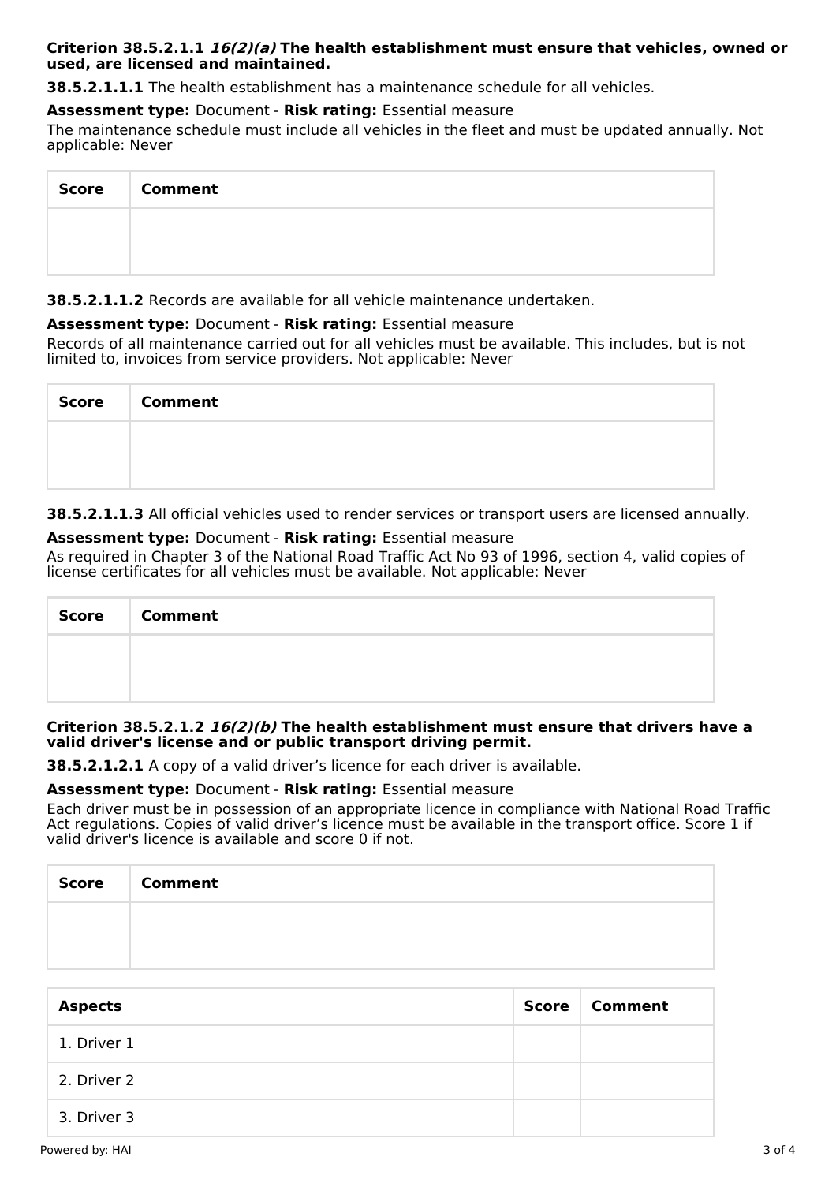**Criterion 38.5.2.1.1 *16(2)(a)* The health establishment must ensure that vehicles, owned or used, are licensed and maintained.**

**38.5.2.1.1.1** The health establishment has a maintenance schedule for all vehicles.

**Assessment type:** Document - **Risk rating:** Essential measure

The maintenance schedule must include all vehicles in the fleet and must be updated annually. Not applicable: Never

| Score | Comment |
| --- | --- |
| | |

**38.5.2.1.1.2** Records are available for all vehicle maintenance undertaken.

**Assessment type:** Document - **Risk rating:** Essential measure

Records of all maintenance carried out for all vehicles must be available. This includes, but is not limited to, invoices from service providers. Not applicable: Never

| Score | Comment |
| --- | --- |
| | |

**38.5.2.1.1.3** All official vehicles used to render services or transport users are licensed annually.

**Assessment type:** Document - **Risk rating:** Essential measure

As required in Chapter 3 of the National Road Traffic Act No 93 of 1996, section 4, valid copies of license certificates for all vehicles must be available. Not applicable: Never

| Score | Comment |
| --- | --- |
| | |

**Criterion 38.5.2.1.2 *16(2)(b)* The health establishment must ensure that drivers have a valid driver's license and or public transport driving permit.**

**38.5.2.1.2.1** A copy of a valid driver's licence for each driver is available.

**Assessment type:** Document - **Risk rating:** Essential measure

Each driver must be in possession of an appropriate licence in compliance with National Road Traffic Act regulations. Copies of valid driver's licence must be available in the transport office. Score 1 if valid driver's licence is available and score 0 if not.

| Score | Comment |
| --- | --- |
| | |

| Aspects | Score | Comment |
| --- | --- | --- |
| 1. Driver 1 | | |
| 2. Driver 2 | | |
| 3. Driver 3 | | |

Powered by: HAI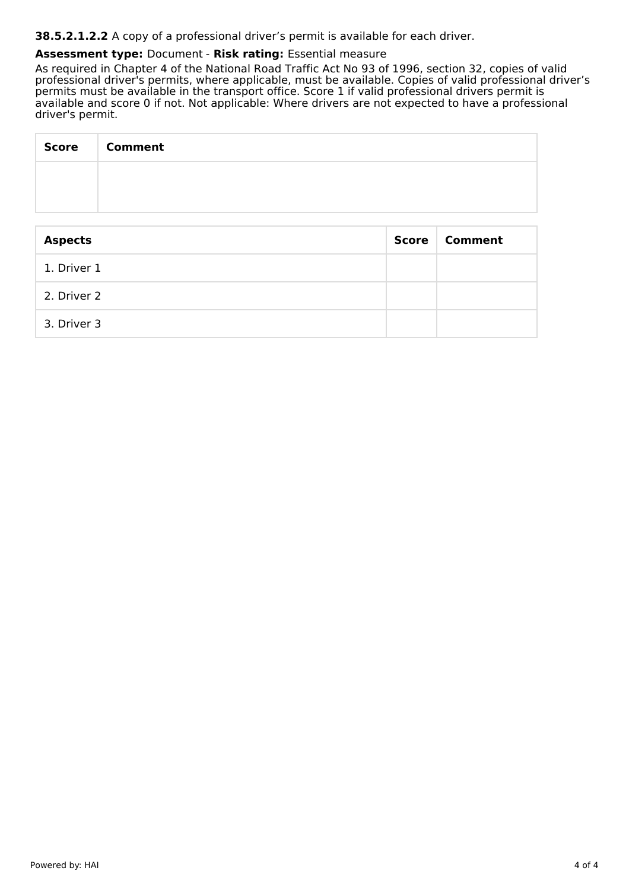**38.5.2.1.2.2** A copy of a professional driver's permit is available for each driver.

**Assessment type:** Document - **Risk rating:** Essential measure

As required in Chapter 4 of the National Road Traffic Act No 93 of 1996, section 32, copies of valid professional driver's permits, where applicable, must be available. Copies of valid professional driver's permits must be available in the transport office. Score 1 if valid professional drivers permit is available and score 0 if not. Not applicable: Where drivers are not expected to have a professional driver's permit.

| Score | Comment |
| --- | --- |
| | |

| Aspects | Score | Comment |
| --- | --- | --- |
| 1. Driver 1 | | |
| 2. Driver 2 | | |
| 3. Driver 3 | | |